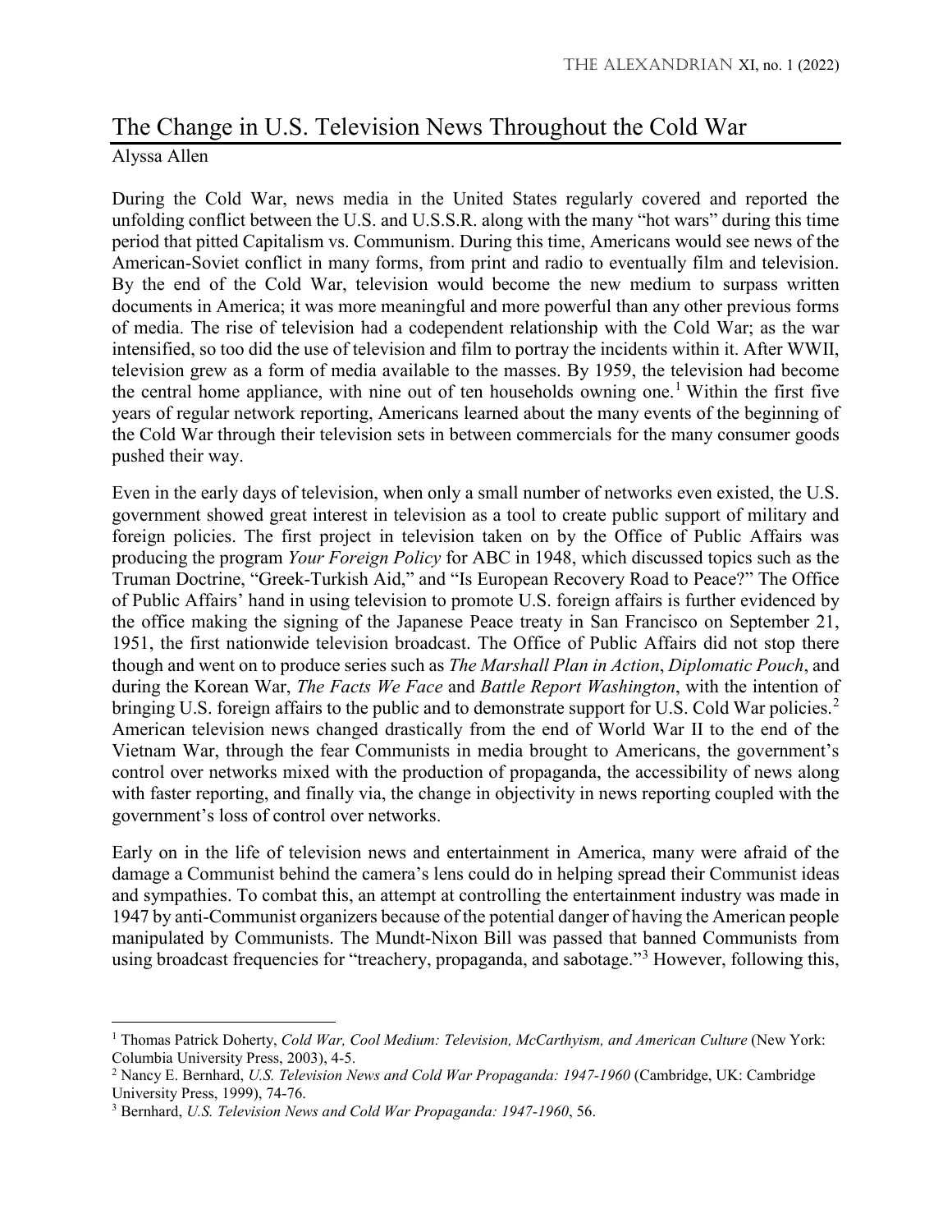# The Change in U.S. Television News Throughout the Cold War

Alyssa Allen

During the Cold War, news media in the United States regularly covered and reported the unfolding conflict between the U.S. and U.S.S.R. along with the many "hot wars" during this time period that pitted Capitalism vs. Communism. During this time, Americans would see news of the American-Soviet conflict in many forms, from print and radio to eventually film and television. By the end of the Cold War, television would become the new medium to surpass written documents in America; it was more meaningful and more powerful than any other previous forms of media. The rise of television had a codependent relationship with the Cold War; as the war intensified, so too did the use of television and film to portray the incidents within it. After WWII, television grew as a form of media available to the masses. By 1959, the television had become the central home appliance, with nine out of ten households owning one.[1] Within the first five years of regular network reporting, Americans learned about the many events of the beginning of the Cold War through their television sets in between commercials for the many consumer goods pushed their way.

Even in the early days of television, when only a small number of networks even existed, the U.S. government showed great interest in television as a tool to create public support of military and foreign policies. The first project in television taken on by the Office of Public Affairs was producing the program *Your Foreign Policy* for ABC in 1948, which discussed topics such as the Truman Doctrine, "Greek-Turkish Aid," and "Is European Recovery Road to Peace?" The Office of Public Affairs' hand in using television to promote U.S. foreign affairs is further evidenced by the office making the signing of the Japanese Peace treaty in San Francisco on September 21, 1951, the first nationwide television broadcast. The Office of Public Affairs did not stop there though and went on to produce series such as *The Marshall Plan in Action*, *Diplomatic Pouch*, and during the Korean War, *The Facts We Face* and *Battle Report Washington*, with the intention of bringing U.S. foreign affairs to the public and to demonstrate support for U.S. Cold War policies.[2] American television news changed drastically from the end of World War II to the end of the Vietnam War, through the fear Communists in media brought to Americans, the government's control over networks mixed with the production of propaganda, the accessibility of news along with faster reporting, and finally via, the change in objectivity in news reporting coupled with the government's loss of control over networks.

Early on in the life of television news and entertainment in America, many were afraid of the damage a Communist behind the camera's lens could do in helping spread their Communist ideas and sympathies. To combat this, an attempt at controlling the entertainment industry was made in 1947 by anti-Communist organizers because of the potential danger of having the American people manipulated by Communists. The Mundt-Nixon Bill was passed that banned Communists from using broadcast frequencies for "treachery, propaganda, and sabotage."[3] However, following this,

---

[1] Thomas Patrick Doherty, *Cold War, Cool Medium: Television, McCarthyism, and American Culture* (New York: Columbia University Press, 2003), 4-5.

[2] Nancy E. Bernhard, *U.S. Television News and Cold War Propaganda: 1947-1960* (Cambridge, UK: Cambridge University Press, 1999), 74-76.

[3] Bernhard, *U.S. Television News and Cold War Propaganda: 1947-1960*, 56.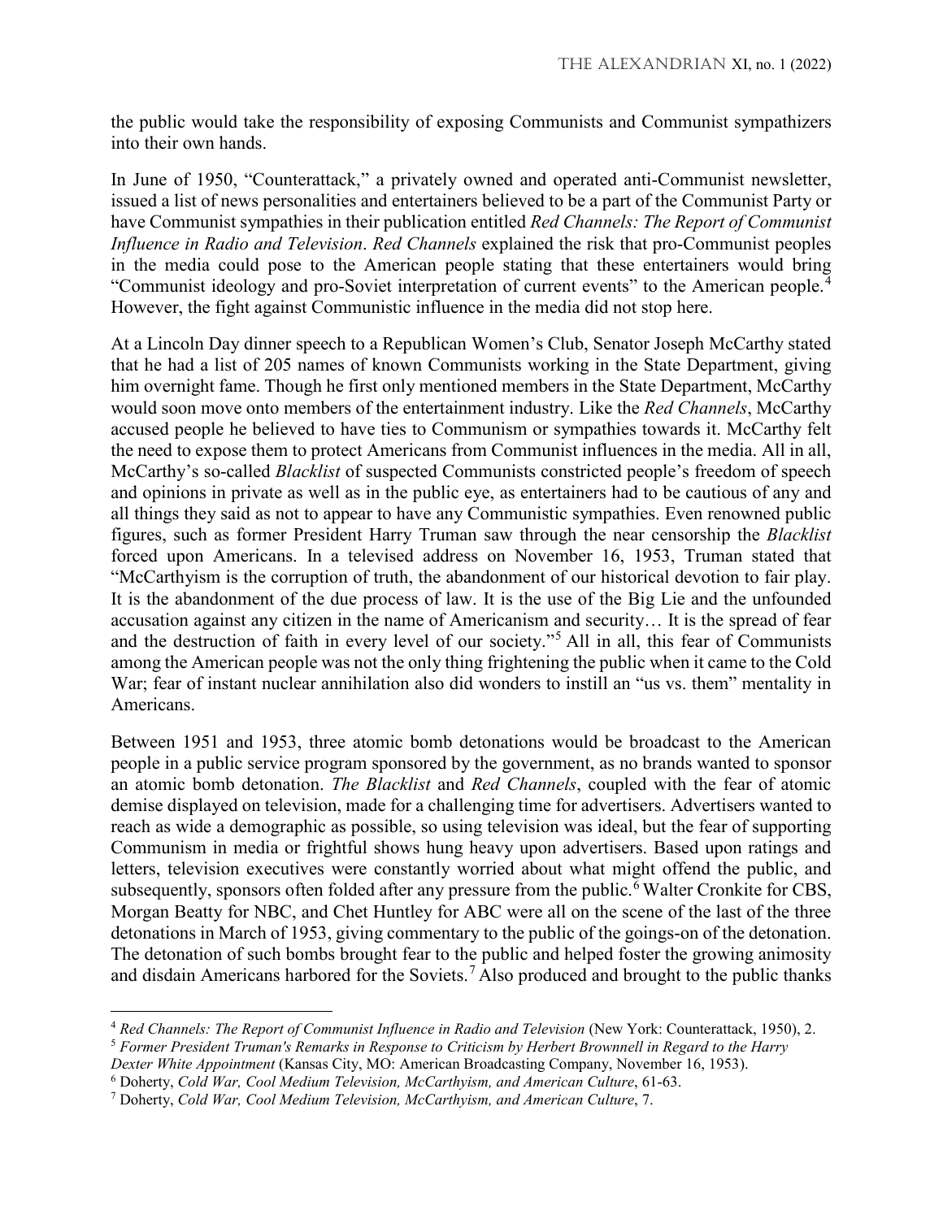the public would take the responsibility of exposing Communists and Communist sympathizers into their own hands.

In June of 1950, "Counterattack," a privately owned and operated anti-Communist newsletter, issued a list of news personalities and entertainers believed to be a part of the Communist Party or have Communist sympathies in their publication entitled *Red Channels: The Report of Communist Influence in Radio and Television*. *Red Channels* explained the risk that pro-Communist peoples in the media could pose to the American people stating that these entertainers would bring "Communist ideology and pro-Soviet interpretation of current events" to the American people.[4] However, the fight against Communistic influence in the media did not stop here.

At a Lincoln Day dinner speech to a Republican Women's Club, Senator Joseph McCarthy stated that he had a list of 205 names of known Communists working in the State Department, giving him overnight fame. Though he first only mentioned members in the State Department, McCarthy would soon move onto members of the entertainment industry. Like the *Red Channels*, McCarthy accused people he believed to have ties to Communism or sympathies towards it. McCarthy felt the need to expose them to protect Americans from Communist influences in the media. All in all, McCarthy's so-called *Blacklist* of suspected Communists constricted people's freedom of speech and opinions in private as well as in the public eye, as entertainers had to be cautious of any and all things they said as not to appear to have any Communistic sympathies. Even renowned public figures, such as former President Harry Truman saw through the near censorship the *Blacklist* forced upon Americans. In a televised address on November 16, 1953, Truman stated that "McCarthyism is the corruption of truth, the abandonment of our historical devotion to fair play. It is the abandonment of the due process of law. It is the use of the Big Lie and the unfounded accusation against any citizen in the name of Americanism and security… It is the spread of fear and the destruction of faith in every level of our society."[5] All in all, this fear of Communists among the American people was not the only thing frightening the public when it came to the Cold War; fear of instant nuclear annihilation also did wonders to instill an "us vs. them" mentality in Americans.

Between 1951 and 1953, three atomic bomb detonations would be broadcast to the American people in a public service program sponsored by the government, as no brands wanted to sponsor an atomic bomb detonation. *The Blacklist* and *Red Channels*, coupled with the fear of atomic demise displayed on television, made for a challenging time for advertisers. Advertisers wanted to reach as wide a demographic as possible, so using television was ideal, but the fear of supporting Communism in media or frightful shows hung heavy upon advertisers. Based upon ratings and letters, television executives were constantly worried about what might offend the public, and subsequently, sponsors often folded after any pressure from the public.[6] Walter Cronkite for CBS, Morgan Beatty for NBC, and Chet Huntley for ABC were all on the scene of the last of the three detonations in March of 1953, giving commentary to the public of the goings-on of the detonation. The detonation of such bombs brought fear to the public and helped foster the growing animosity and disdain Americans harbored for the Soviets.[7] Also produced and brought to the public thanks

---

[4] *Red Channels: The Report of Communist Influence in Radio and Television* (New York: Counterattack, 1950), 2.

[5] *Former President Truman's Remarks in Response to Criticism by Herbert Brownnell in Regard to the Harry Dexter White Appointment* (Kansas City, MO: American Broadcasting Company, November 16, 1953).

[6] Doherty, *Cold War, Cool Medium Television, McCarthyism, and American Culture*, 61-63.

[7] Doherty, *Cold War, Cool Medium Television, McCarthyism, and American Culture*, 7.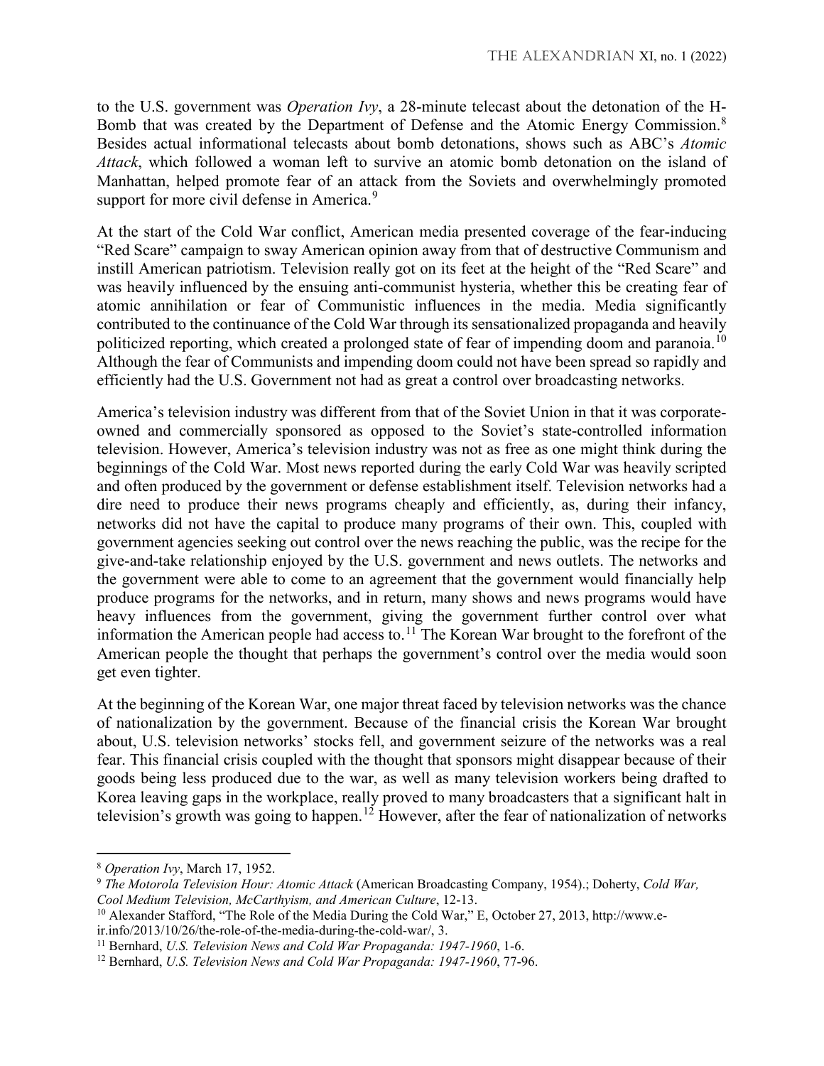to the U.S. government was *Operation Ivy*, a 28-minute telecast about the detonation of the H-Bomb that was created by the Department of Defense and the Atomic Energy Commission.[8] Besides actual informational telecasts about bomb detonations, shows such as ABC's *Atomic Attack*, which followed a woman left to survive an atomic bomb detonation on the island of Manhattan, helped promote fear of an attack from the Soviets and overwhelmingly promoted support for more civil defense in America.[9]

At the start of the Cold War conflict, American media presented coverage of the fear-inducing "Red Scare" campaign to sway American opinion away from that of destructive Communism and instill American patriotism. Television really got on its feet at the height of the "Red Scare" and was heavily influenced by the ensuing anti-communist hysteria, whether this be creating fear of atomic annihilation or fear of Communistic influences in the media. Media significantly contributed to the continuance of the Cold War through its sensationalized propaganda and heavily politicized reporting, which created a prolonged state of fear of impending doom and paranoia.[10] Although the fear of Communists and impending doom could not have been spread so rapidly and efficiently had the U.S. Government not had as great a control over broadcasting networks.

America's television industry was different from that of the Soviet Union in that it was corporate-owned and commercially sponsored as opposed to the Soviet's state-controlled information television. However, America's television industry was not as free as one might think during the beginnings of the Cold War. Most news reported during the early Cold War was heavily scripted and often produced by the government or defense establishment itself. Television networks had a dire need to produce their news programs cheaply and efficiently, as, during their infancy, networks did not have the capital to produce many programs of their own. This, coupled with government agencies seeking out control over the news reaching the public, was the recipe for the give-and-take relationship enjoyed by the U.S. government and news outlets. The networks and the government were able to come to an agreement that the government would financially help produce programs for the networks, and in return, many shows and news programs would have heavy influences from the government, giving the government further control over what information the American people had access to.[11] The Korean War brought to the forefront of the American people the thought that perhaps the government's control over the media would soon get even tighter.

At the beginning of the Korean War, one major threat faced by television networks was the chance of nationalization by the government. Because of the financial crisis the Korean War brought about, U.S. television networks' stocks fell, and government seizure of the networks was a real fear. This financial crisis coupled with the thought that sponsors might disappear because of their goods being less produced due to the war, as well as many television workers being drafted to Korea leaving gaps in the workplace, really proved to many broadcasters that a significant halt in television's growth was going to happen.[12] However, after the fear of nationalization of networks

---

[8] *Operation Ivy*, March 17, 1952.

[9] *The Motorola Television Hour: Atomic Attack* (American Broadcasting Company, 1954).; Doherty, *Cold War, Cool Medium Television, McCarthyism, and American Culture*, 12-13.

[10] Alexander Stafford, "The Role of the Media During the Cold War," E, October 27, 2013, http://www.e-ir.info/2013/10/26/the-role-of-the-media-during-the-cold-war/, 3.

[11] Bernhard, *U.S. Television News and Cold War Propaganda: 1947-1960*, 1-6.

[12] Bernhard, *U.S. Television News and Cold War Propaganda: 1947-1960*, 77-96.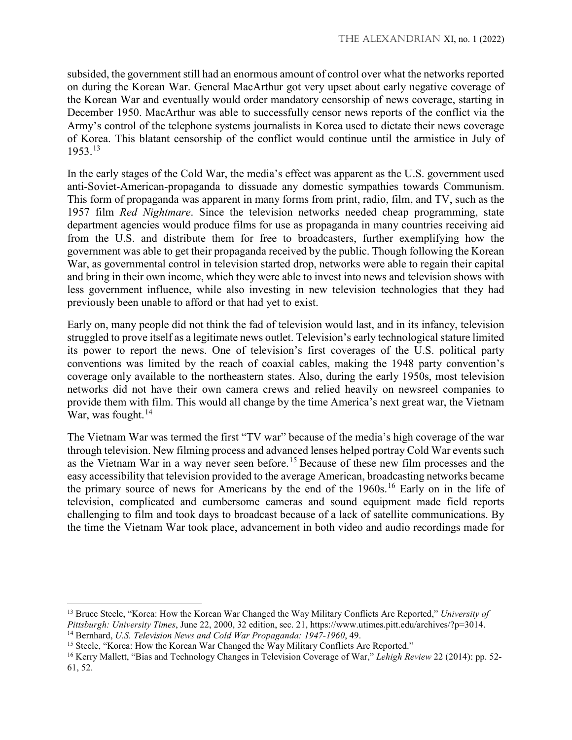subsided, the government still had an enormous amount of control over what the networks reported on during the Korean War. General MacArthur got very upset about early negative coverage of the Korean War and eventually would order mandatory censorship of news coverage, starting in December 1950. MacArthur was able to successfully censor news reports of the conflict via the Army's control of the telephone systems journalists in Korea used to dictate their news coverage of Korea. This blatant censorship of the conflict would continue until the armistice in July of 1953.[13]

In the early stages of the Cold War, the media's effect was apparent as the U.S. government used anti-Soviet-American-propaganda to dissuade any domestic sympathies towards Communism. This form of propaganda was apparent in many forms from print, radio, film, and TV, such as the 1957 film *Red Nightmare*. Since the television networks needed cheap programming, state department agencies would produce films for use as propaganda in many countries receiving aid from the U.S. and distribute them for free to broadcasters, further exemplifying how the government was able to get their propaganda received by the public. Though following the Korean War, as governmental control in television started drop, networks were able to regain their capital and bring in their own income, which they were able to invest into news and television shows with less government influence, while also investing in new television technologies that they had previously been unable to afford or that had yet to exist.

Early on, many people did not think the fad of television would last, and in its infancy, television struggled to prove itself as a legitimate news outlet. Television's early technological stature limited its power to report the news. One of television's first coverages of the U.S. political party conventions was limited by the reach of coaxial cables, making the 1948 party convention's coverage only available to the northeastern states. Also, during the early 1950s, most television networks did not have their own camera crews and relied heavily on newsreel companies to provide them with film. This would all change by the time America's next great war, the Vietnam War, was fought.[14]

The Vietnam War was termed the first "TV war" because of the media's high coverage of the war through television. New filming process and advanced lenses helped portray Cold War events such as the Vietnam War in a way never seen before.[15] Because of these new film processes and the easy accessibility that television provided to the average American, broadcasting networks became the primary source of news for Americans by the end of the 1960s.[16] Early on in the life of television, complicated and cumbersome cameras and sound equipment made field reports challenging to film and took days to broadcast because of a lack of satellite communications. By the time the Vietnam War took place, advancement in both video and audio recordings made for

---

[13] Bruce Steele, "Korea: How the Korean War Changed the Way Military Conflicts Are Reported," *University of Pittsburgh: University Times*, June 22, 2000, 32 edition, sec. 21, https://www.utimes.pitt.edu/archives/?p=3014.

[14] Bernhard, *U.S. Television News and Cold War Propaganda: 1947-1960*, 49.

[15] Steele, "Korea: How the Korean War Changed the Way Military Conflicts Are Reported."

[16] Kerry Mallett, "Bias and Technology Changes in Television Coverage of War," *Lehigh Review* 22 (2014): pp. 52-61, 52.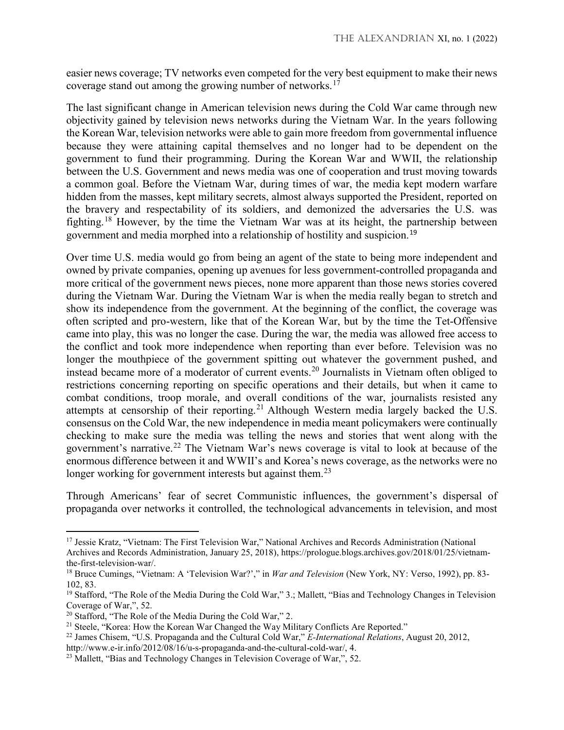easier news coverage; TV networks even competed for the very best equipment to make their news coverage stand out among the growing number of networks.[17]

The last significant change in American television news during the Cold War came through new objectivity gained by television news networks during the Vietnam War. In the years following the Korean War, television networks were able to gain more freedom from governmental influence because they were attaining capital themselves and no longer had to be dependent on the government to fund their programming. During the Korean War and WWII, the relationship between the U.S. Government and news media was one of cooperation and trust moving towards a common goal. Before the Vietnam War, during times of war, the media kept modern warfare hidden from the masses, kept military secrets, almost always supported the President, reported on the bravery and respectability of its soldiers, and demonized the adversaries the U.S. was fighting.[18] However, by the time the Vietnam War was at its height, the partnership between government and media morphed into a relationship of hostility and suspicion.[19]

Over time U.S. media would go from being an agent of the state to being more independent and owned by private companies, opening up avenues for less government-controlled propaganda and more critical of the government news pieces, none more apparent than those news stories covered during the Vietnam War. During the Vietnam War is when the media really began to stretch and show its independence from the government. At the beginning of the conflict, the coverage was often scripted and pro-western, like that of the Korean War, but by the time the Tet-Offensive came into play, this was no longer the case. During the war, the media was allowed free access to the conflict and took more independence when reporting than ever before. Television was no longer the mouthpiece of the government spitting out whatever the government pushed, and instead became more of a moderator of current events.[20] Journalists in Vietnam often obliged to restrictions concerning reporting on specific operations and their details, but when it came to combat conditions, troop morale, and overall conditions of the war, journalists resisted any attempts at censorship of their reporting.[21] Although Western media largely backed the U.S. consensus on the Cold War, the new independence in media meant policymakers were continually checking to make sure the media was telling the news and stories that went along with the government's narrative.[22] The Vietnam War's news coverage is vital to look at because of the enormous difference between it and WWII's and Korea's news coverage, as the networks were no longer working for government interests but against them.[23]

Through Americans' fear of secret Communistic influences, the government's dispersal of propaganda over networks it controlled, the technological advancements in television, and most

---

[17] Jessie Kratz, "Vietnam: The First Television War," National Archives and Records Administration (National Archives and Records Administration, January 25, 2018), https://prologue.blogs.archives.gov/2018/01/25/vietnam-the-first-television-war/.

[18] Bruce Cumings, "Vietnam: A 'Television War?'," in *War and Television* (New York, NY: Verso, 1992), pp. 83-102, 83.

[19] Stafford, "The Role of the Media During the Cold War," 3.; Mallett, "Bias and Technology Changes in Television Coverage of War,", 52.

[20] Stafford, "The Role of the Media During the Cold War," 2.

[21] Steele, "Korea: How the Korean War Changed the Way Military Conflicts Are Reported."

[22] James Chisem, "U.S. Propaganda and the Cultural Cold War," *E-International Relations*, August 20, 2012, http://www.e-ir.info/2012/08/16/u-s-propaganda-and-the-cultural-cold-war/, 4.

[23] Mallett, "Bias and Technology Changes in Television Coverage of War,", 52.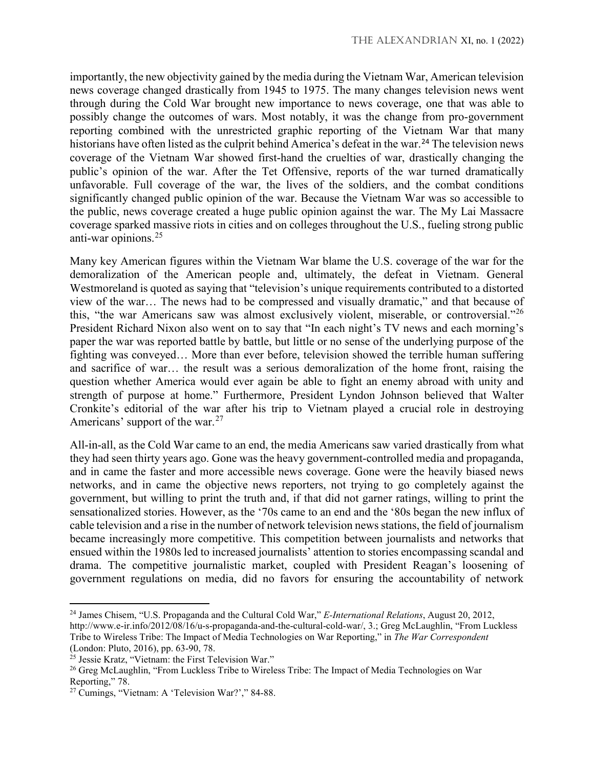importantly, the new objectivity gained by the media during the Vietnam War, American television news coverage changed drastically from 1945 to 1975. The many changes television news went through during the Cold War brought new importance to news coverage, one that was able to possibly change the outcomes of wars. Most notably, it was the change from pro-government reporting combined with the unrestricted graphic reporting of the Vietnam War that many historians have often listed as the culprit behind America's defeat in the war.[24] The television news coverage of the Vietnam War showed first-hand the cruelties of war, drastically changing the public's opinion of the war. After the Tet Offensive, reports of the war turned dramatically unfavorable. Full coverage of the war, the lives of the soldiers, and the combat conditions significantly changed public opinion of the war. Because the Vietnam War was so accessible to the public, news coverage created a huge public opinion against the war. The My Lai Massacre coverage sparked massive riots in cities and on colleges throughout the U.S., fueling strong public anti-war opinions.[25]

Many key American figures within the Vietnam War blame the U.S. coverage of the war for the demoralization of the American people and, ultimately, the defeat in Vietnam. General Westmoreland is quoted as saying that "television's unique requirements contributed to a distorted view of the war… The news had to be compressed and visually dramatic," and that because of this, "the war Americans saw was almost exclusively violent, miserable, or controversial."[26] President Richard Nixon also went on to say that "In each night's TV news and each morning's paper the war was reported battle by battle, but little or no sense of the underlying purpose of the fighting was conveyed… More than ever before, television showed the terrible human suffering and sacrifice of war… the result was a serious demoralization of the home front, raising the question whether America would ever again be able to fight an enemy abroad with unity and strength of purpose at home." Furthermore, President Lyndon Johnson believed that Walter Cronkite's editorial of the war after his trip to Vietnam played a crucial role in destroying Americans' support of the war.[27]

All-in-all, as the Cold War came to an end, the media Americans saw varied drastically from what they had seen thirty years ago. Gone was the heavy government-controlled media and propaganda, and in came the faster and more accessible news coverage. Gone were the heavily biased news networks, and in came the objective news reporters, not trying to go completely against the government, but willing to print the truth and, if that did not garner ratings, willing to print the sensationalized stories. However, as the '70s came to an end and the '80s began the new influx of cable television and a rise in the number of network television news stations, the field of journalism became increasingly more competitive. This competition between journalists and networks that ensued within the 1980s led to increased journalists' attention to stories encompassing scandal and drama. The competitive journalistic market, coupled with President Reagan's loosening of government regulations on media, did no favors for ensuring the accountability of network

---

[24] James Chisem, "U.S. Propaganda and the Cultural Cold War," *E-International Relations*, August 20, 2012, http://www.e-ir.info/2012/08/16/u-s-propaganda-and-the-cultural-cold-war/, 3.; Greg McLaughlin, "From Luckless Tribe to Wireless Tribe: The Impact of Media Technologies on War Reporting," in *The War Correspondent* (London: Pluto, 2016), pp. 63-90, 78.

[25] Jessie Kratz, "Vietnam: the First Television War."

[26] Greg McLaughlin, "From Luckless Tribe to Wireless Tribe: The Impact of Media Technologies on War Reporting," 78.

[27] Cumings, "Vietnam: A 'Television War?'," 84-88.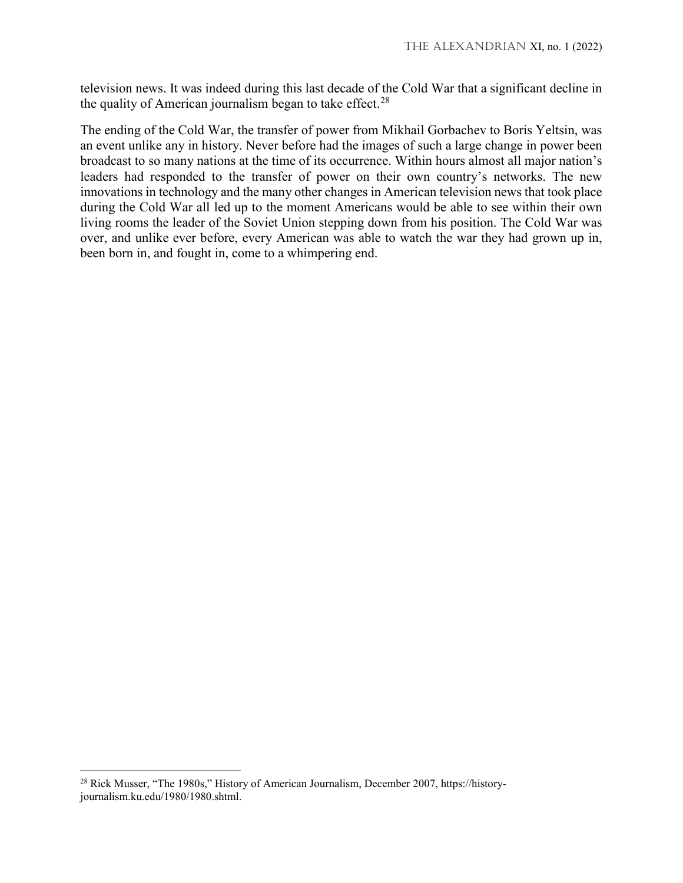television news. It was indeed during this last decade of the Cold War that a significant decline in the quality of American journalism began to take effect.[28]

The ending of the Cold War, the transfer of power from Mikhail Gorbachev to Boris Yeltsin, was an event unlike any in history. Never before had the images of such a large change in power been broadcast to so many nations at the time of its occurrence. Within hours almost all major nation's leaders had responded to the transfer of power on their own country's networks. The new innovations in technology and the many other changes in American television news that took place during the Cold War all led up to the moment Americans would be able to see within their own living rooms the leader of the Soviet Union stepping down from his position. The Cold War was over, and unlike ever before, every American was able to watch the war they had grown up in, been born in, and fought in, come to a whimpering end.

---

[28] Rick Musser, "The 1980s," History of American Journalism, December 2007, https://history-journalism.ku.edu/1980/1980.shtml.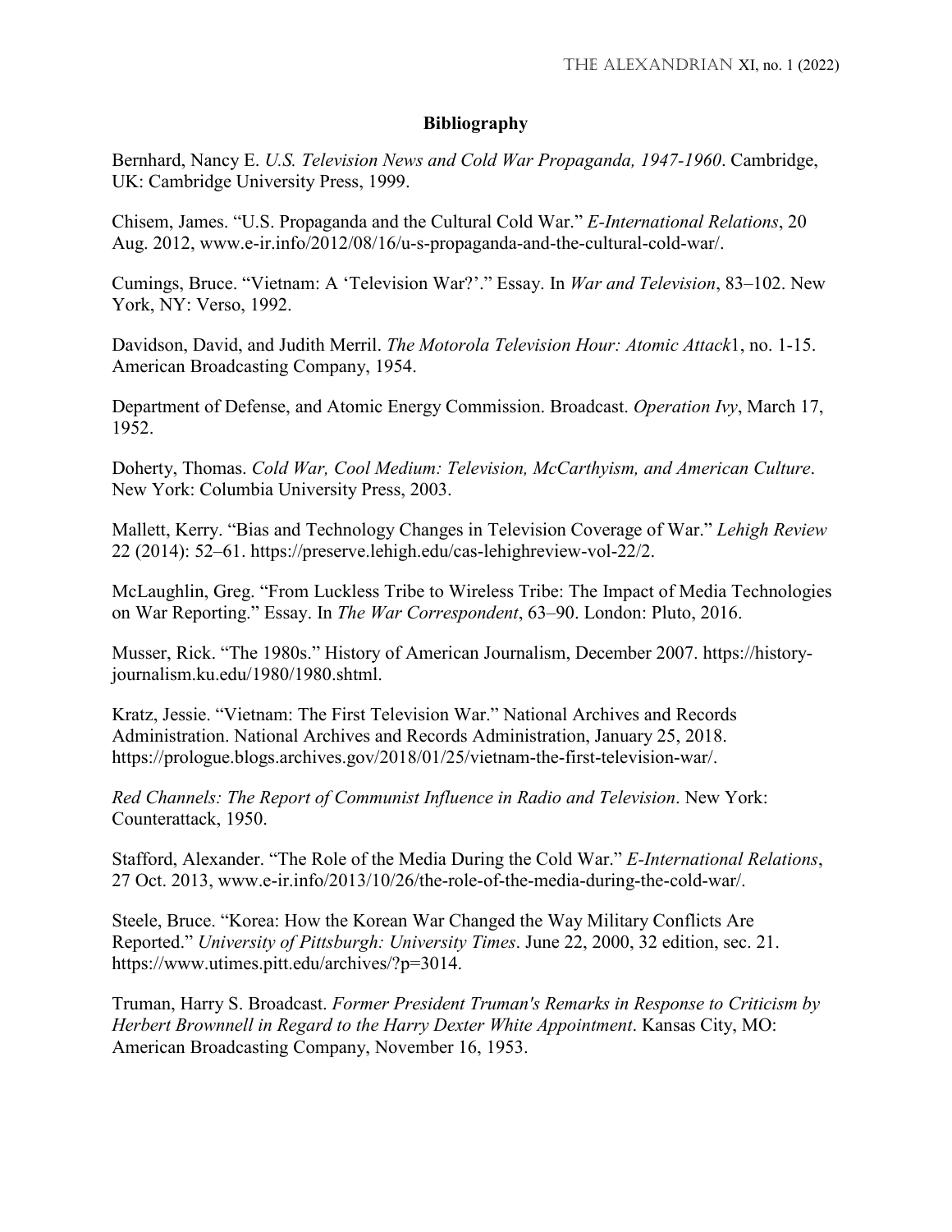## Bibliography

Bernhard, Nancy E. *U.S. Television News and Cold War Propaganda, 1947-1960*. Cambridge, UK: Cambridge University Press, 1999.

Chisem, James. "U.S. Propaganda and the Cultural Cold War." *E-International Relations*, 20 Aug. 2012, www.e-ir.info/2012/08/16/u-s-propaganda-and-the-cultural-cold-war/.

Cumings, Bruce. "Vietnam: A 'Television War?'." Essay. In *War and Television*, 83–102. New York, NY: Verso, 1992.

Davidson, David, and Judith Merril. *The Motorola Television Hour: Atomic Attack*1, no. 1-15. American Broadcasting Company, 1954.

Department of Defense, and Atomic Energy Commission. Broadcast. *Operation Ivy*, March 17, 1952.

Doherty, Thomas. *Cold War, Cool Medium: Television, McCarthyism, and American Culture*. New York: Columbia University Press, 2003.

Mallett, Kerry. "Bias and Technology Changes in Television Coverage of War." *Lehigh Review* 22 (2014): 52–61. https://preserve.lehigh.edu/cas-lehighreview-vol-22/2.

McLaughlin, Greg. "From Luckless Tribe to Wireless Tribe: The Impact of Media Technologies on War Reporting." Essay. In *The War Correspondent*, 63–90. London: Pluto, 2016.

Musser, Rick. "The 1980s." History of American Journalism, December 2007. https://history-journalism.ku.edu/1980/1980.shtml.

Kratz, Jessie. "Vietnam: The First Television War." National Archives and Records Administration. National Archives and Records Administration, January 25, 2018. https://prologue.blogs.archives.gov/2018/01/25/vietnam-the-first-television-war/.

*Red Channels: The Report of Communist Influence in Radio and Television*. New York: Counterattack, 1950.

Stafford, Alexander. "The Role of the Media During the Cold War." *E-International Relations*, 27 Oct. 2013, www.e-ir.info/2013/10/26/the-role-of-the-media-during-the-cold-war/.

Steele, Bruce. "Korea: How the Korean War Changed the Way Military Conflicts Are Reported." *University of Pittsburgh: University Times*. June 22, 2000, 32 edition, sec. 21. https://www.utimes.pitt.edu/archives/?p=3014.

Truman, Harry S. Broadcast. *Former President Truman's Remarks in Response to Criticism by Herbert Brownnell in Regard to the Harry Dexter White Appointment*. Kansas City, MO: American Broadcasting Company, November 16, 1953.